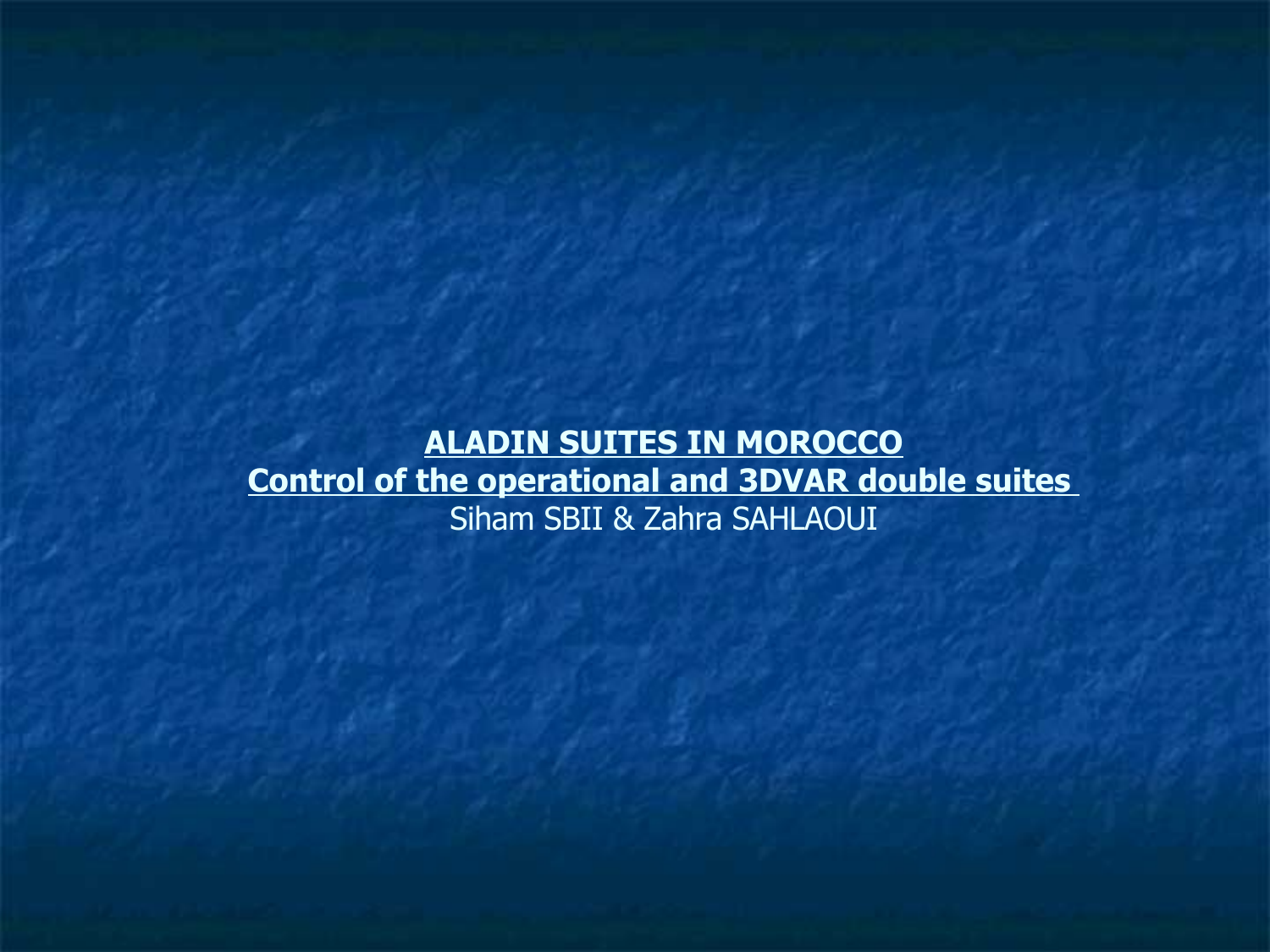# **ALADIN SUITES IN MOROCCO**
## **Control of the operational and 3DVAR double suites**

Siham SBII & Zahra SAHLAOUI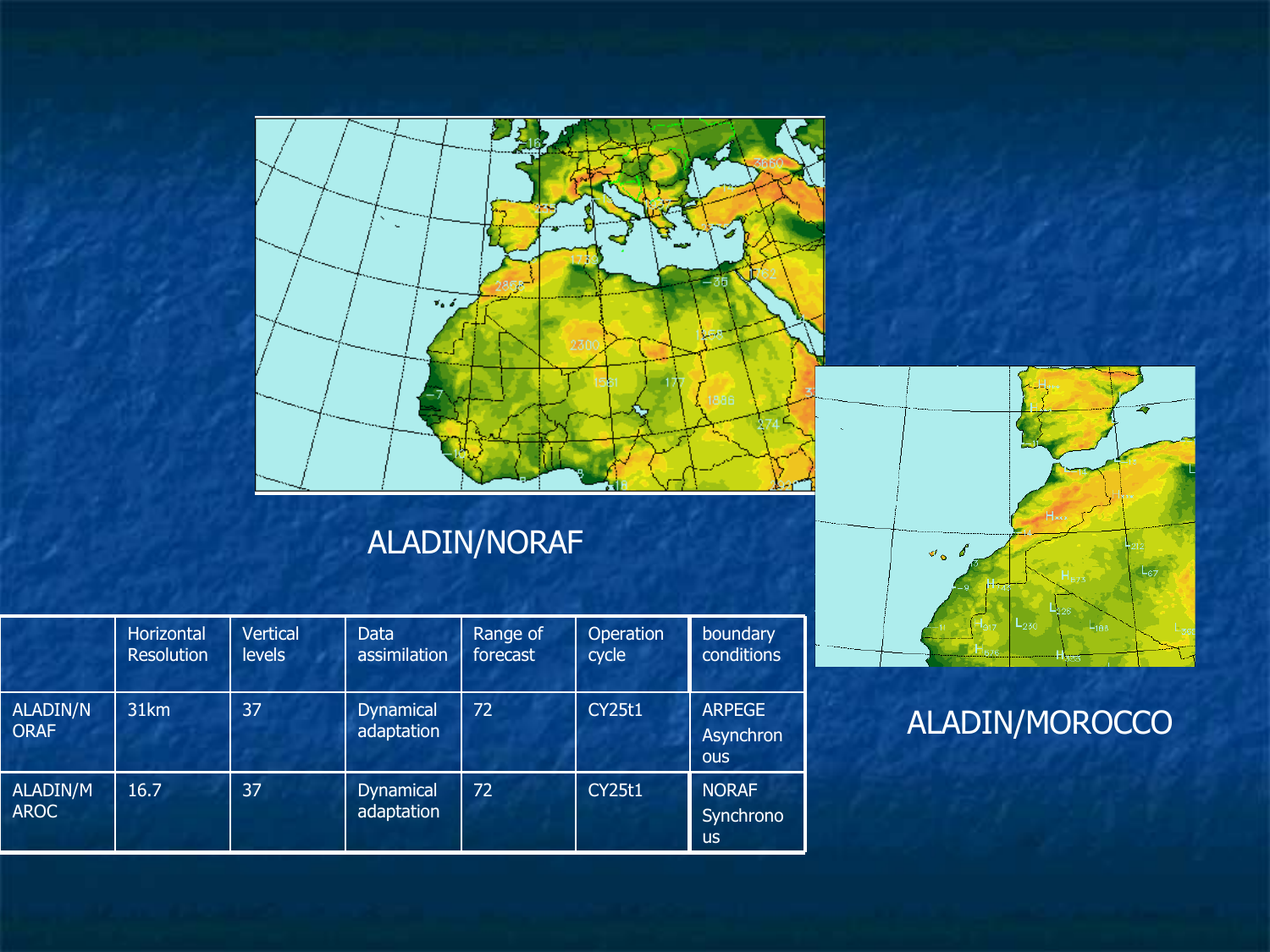ALADIN/NORAF

ALADIN/MOROCCO

| | Horizontal Resolution | Vertical levels | Data assimilation | Range of forecast | Operation cycle | boundary conditions |
|---|---|---|---|---|---|---|
| ALADIN/NORAF | 31km | 37 | Dynamical adaptation | 72 | CY25t1 | ARPEGE Asynchronous |
| ALADIN/MAROC | 16.7 | 37 | Dynamical adaptation | 72 | CY25t1 | NORAF Synchronous |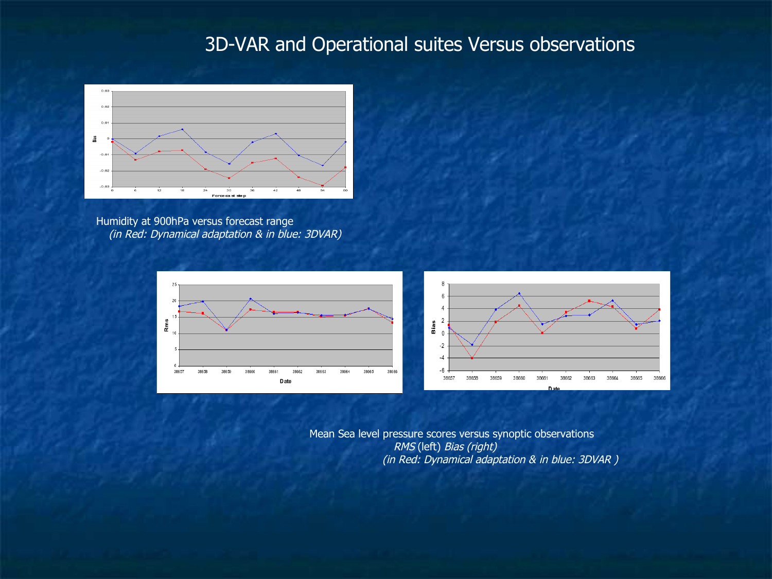# 3D-VAR and Operational suites Versus observations

0.03
0.02
0.01
0
-0.01
-0.02
-0.03
Bias
0 6 12 18 24 30 36 42 48 54 60
Forecast step

Humidity at 900hPa versus forecast range
*(in Red: Dynamical adaptation & in blue: 3DVAR)*

25
20
15
10
5
0
Rms
38657 38658 38659 38660 38661 38662 38663 38664 38665 38666
Date

8
6
4
2
0
-2
-4
-6
Bias
38657 38658 38659 38660 38661 38662 38663 38664 38665 38666
Date

Mean Sea level pressure scores versus synoptic observations
*RMS* (left) *Bias (right)*
*(in Red: Dynamical adaptation & in blue: 3DVAR )*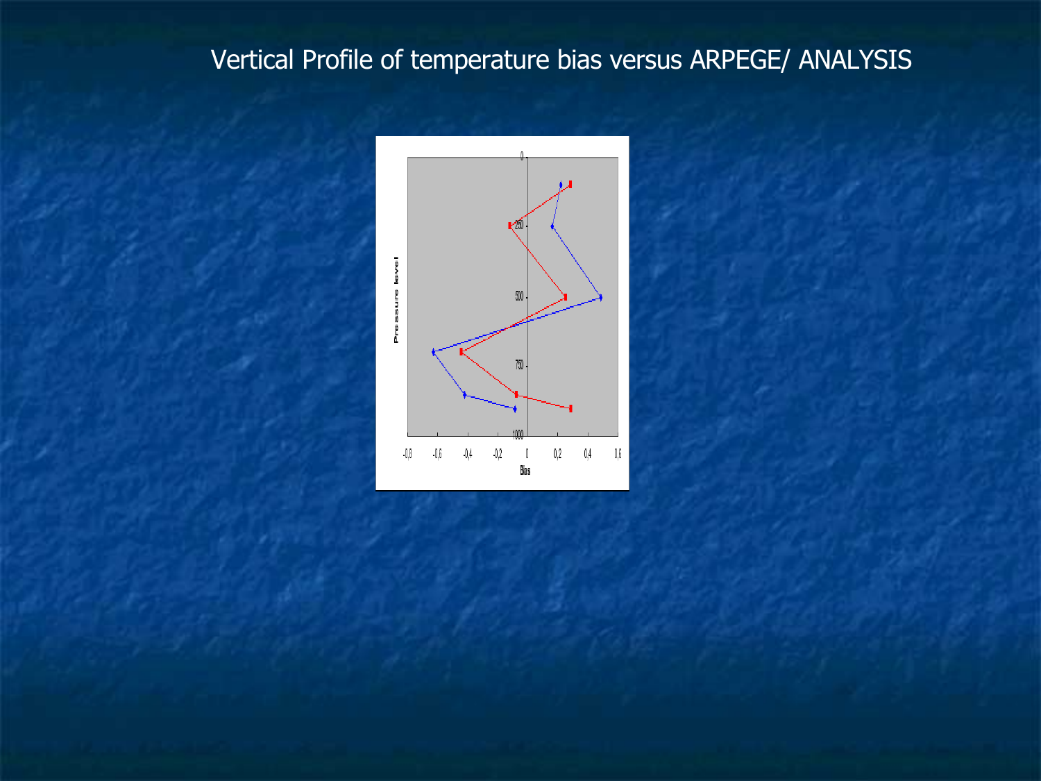# Vertical Profile of temperature bias versus ARPEGE/ ANALYSIS

Pressure level

0

250

500

750

1000

-0,8 -0,6 -0,4 -0,2 0 0,2 0,4 0,6

Bias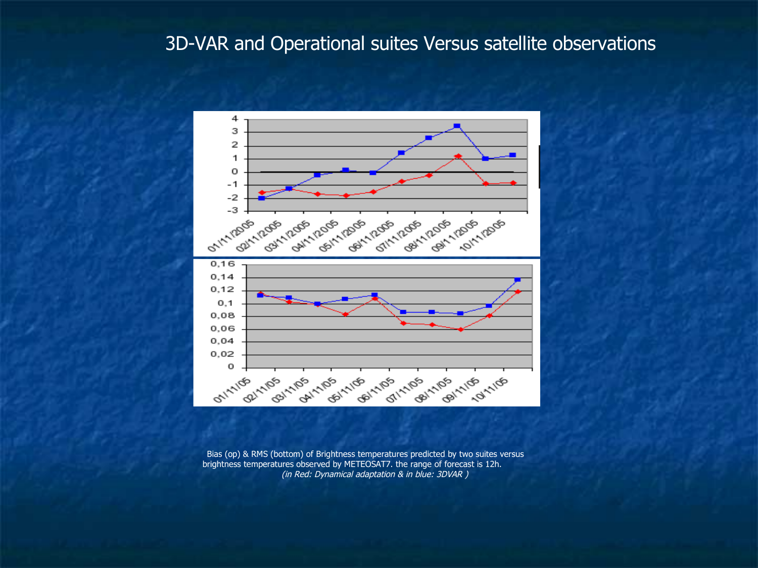# 3D-VAR and Operational suites Versus satellite observations

4
3
2
1
0
-1
-2
-3

01/11/2005
02/11/2005
03/11/2005
04/11/2005
05/11/2005
06/11/2005
07/11/2005
08/11/2005
09/11/2005
10/11/2005

0,16
0,14
0,12
0,1
0,08
0,06
0,04
0,02
0

01/11/05
02/11/05
03/11/05
04/11/05
05/11/05
06/11/05
07/11/05
08/11/05
09/11/05
10/11/05

Bias (op) & RMS (bottom) of Brightness temperatures predicted by two suites versus brightness temperatures observed by METEOSAT7. the range of forecast is 12h.

*(in Red: Dynamical adaptation & in blue: 3DVAR )*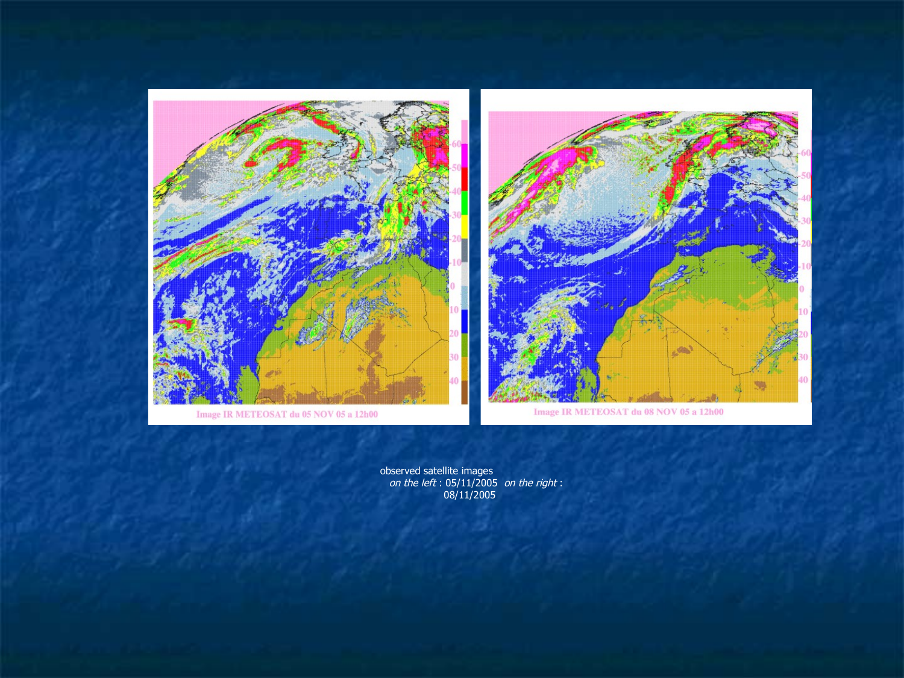Image IR METEOSAT du 05 NOV 05 a 12h00

Image IR METEOSAT du 08 NOV 05 a 12h00

observed satellite images
*on the left* : 05/11/2005 *on the right* : 08/11/2005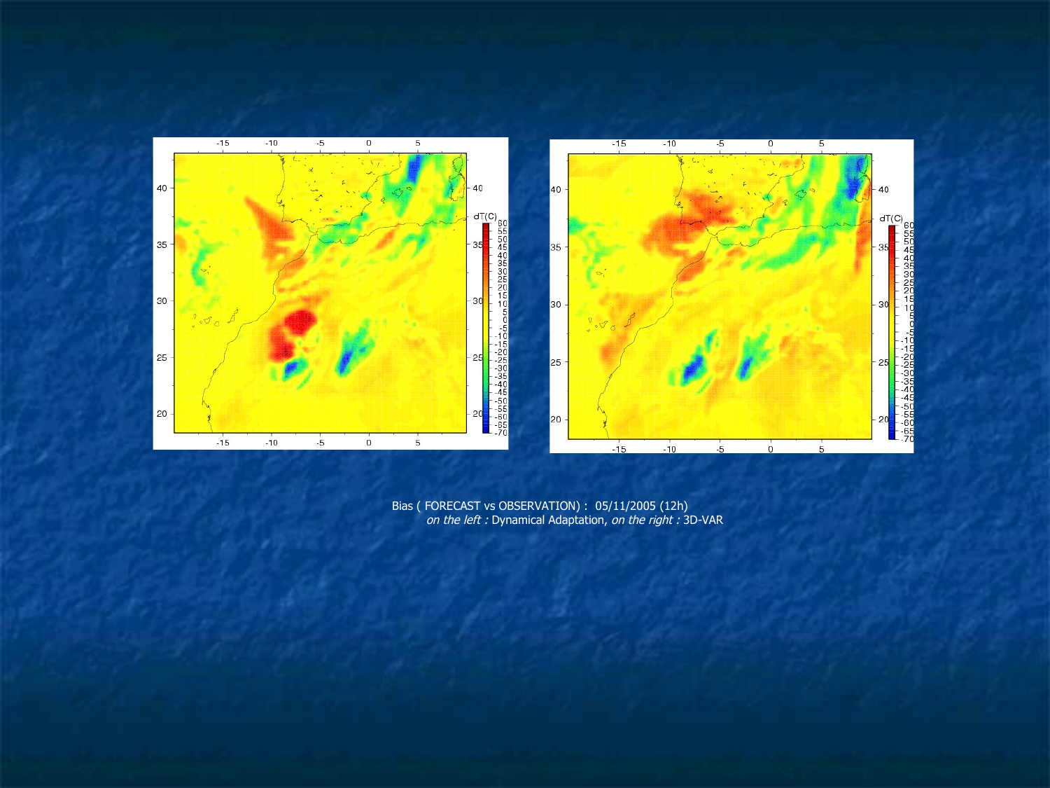Bias ( FORECAST vs OBSERVATION) : 05/11/2005 (12h)

*on the left :* Dynamical Adaptation, *on the right :* 3D-VAR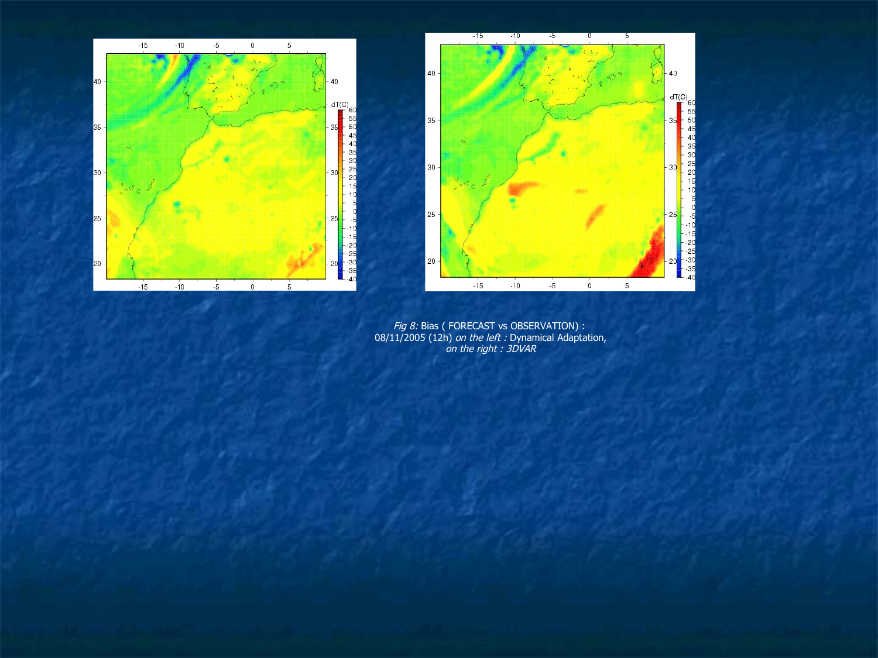-15 -10 -5 0 5

40

35

30

25

20

-15 -10 -5 0 5

dT(C)

60 55 50 45 40 35 30 25 20 15 10 5 0 -5 -10 -15 -20 -25 -30 -35 -40

-15 -10 -5 0 5

40

35

30

25

20

-15 -10 -5 0 5

dT(C)

60 55 50 45 40 35 30 25 20 15 10 5 0 -5 -10 -15 -20 -25 -30 -35 -40

*Fig 8:* Bias ( FORECAST vs OBSERVATION) :
08/11/2005 (12h) *on the left :* Dynamical Adaptation,
*on the right : 3DVAR*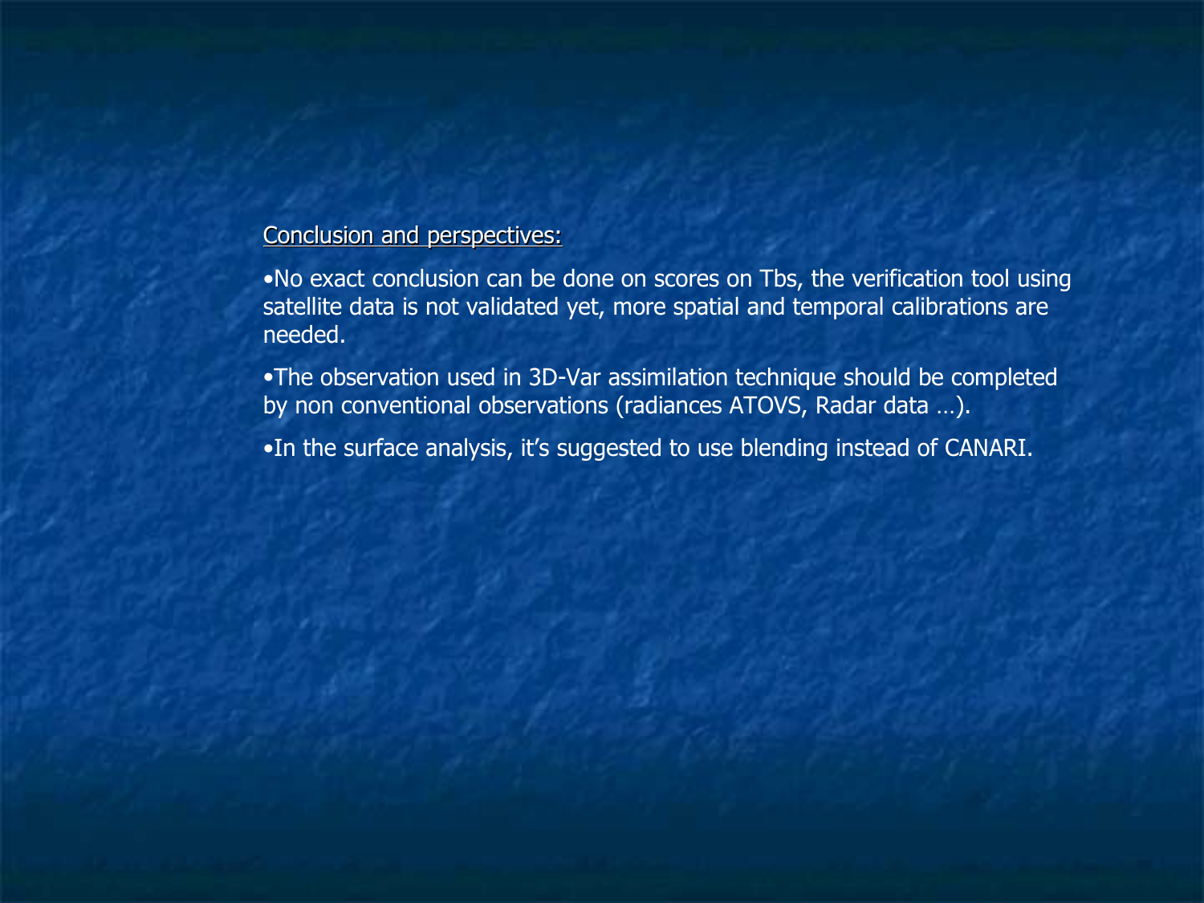Conclusion and perspectives:

- No exact conclusion can be done on scores on Tbs, the verification tool using satellite data is not validated yet, more spatial and temporal calibrations are needed.
- The observation used in 3D-Var assimilation technique should be completed by non conventional observations (radiances ATOVS, Radar data …).
- In the surface analysis, it's suggested to use blending instead of CANARI.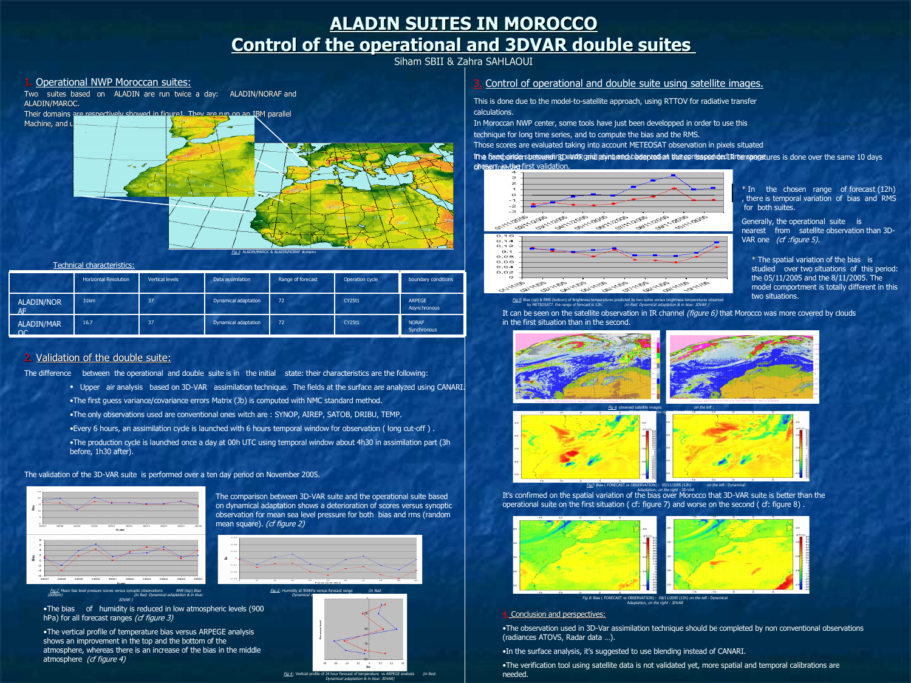# ALADIN SUITES IN MOROCCO

# Control of the operational and 3DVAR double suites

Siham SBII & Zahra SAHLAOUI

## 1. Operational NWP Moroccan suites:

Two suites based on ALADIN are run twice a day: ALADIN/NORAF and ALADIN/MAROC.

Their domains are respectively showed in figure1. They are run on an IBM parallel Machine, and u

*Fig 1: ALADIN/MAROC & ALADIN/NORAF domains*

Technical characteristics:

| | Horizontal Resolution | Vertical levels | Data assimilation | Range of forecast | Operation cycle | boundary conditions |
|---|---|---|---|---|---|---|
| ALADIN/NORAF | 31km | 37 | Dynamical adaptation | 72 | CY25t1 | ARPEGE Asynchronous |
| ALADIN/MAROC | 16.7 | 37 | Dynamical adaptation | 72 | CY25t1 | NORAF Synchronous |

## 2. Validation of the double suite:

The difference between the operational and double suite is in the initial state: their characteristics are the following:

- Upper air analysis based on 3D-VAR assimilation technique. The fields at the surface are analyzed using CANARI.
- The first guess variance/covariance errors Matrix (Jb) is computed with NMC standard method.
- The only observations used are conventional ones witch are : SYNOP, AIREP, SATOB, DRIBU, TEMP.
- Every 6 hours, an assimilation cycle is launched with 6 hours temporal window for observation ( long cut-off ) .
- The production cycle is launched once a day at 00h UTC using temporal window about 4h30 in assimilation part (3h before, 1h30 after).

The validation of the 3D-VAR suite is performed over a ten day period on November 2005.

The comparison between 3D-VAR suite and the operational suite based on dynamical adaptation shows a deterioration of scores versus synoptic observation for mean sea level pressure for both bias and rms (random mean square). *(cf figure 2)*

*Fig 2: Mean Sea level pressure scores versus synoptic observations RMS (top) Bias (bottom) (in Red: Dynamical adaptation & in blue: 3DVAR )*

*Fig 3: Humidity at 900hPa versus forecast range (in Red: Dynamical a...*

- The bias of humidity is reduced in low atmospheric levels (900 hPa) for all forecast ranges *(cf figure 3)*
- The vertical profile of temperature bias versus ARPEGE analysis shows an improvement in the top and the bottom of the atmosphere, whereas there is an increase of the bias in the middle atmosphere *(cf figure 4)*

*Fig 4: Vertical profile of 24 hour forecast of temperature vs ARPEGE analysis (in Red: Dynamical adaptation & in blue: 3DVAR)*

## 3. Control of operational and double suite using satellite images.

This is done due to the model-to-satellite approach, using RTTOV for radiative transfer calculations.

In Moroccan NWP center, some tools have just been developped in order to use this technique for long time series, and to compute the bias and the RMS.

Those scores are evaluated taking into account METEOSAT observation in pixels situated in fixed grid-points over Morocco. The comparison between 3D-VAR and dynamical adaptation suites based on IR temperatures is done over the same 10 days chosen in the first validation.

*Fig 5: Bias (up) & RMS (bottom) of Brightness temperatures predicted by two suites versus brightness temperatures observed by METEOSAT7. the range of forecast is 12h. (in Red: Dynamical adaptation & in blue: 3DVAR )*

\* In the chosen range of forecast (12h) , there is temporal variation of bias and RMS for both suites.

Generally, the operational suite is nearest from satellite observation than 3D-VAR one *(cf :figure 5).*

\* The spatial variation of the bias is studied over two situations of this period: the 05/11/2005 and the 8/11/2005. The model comportment is totally different in this two situations.

It can be seen on the satellite observation in IR channel *(figure 6)* that Morocco was more covered by clouds in the first situation than in the second.

*Fig 6: observed satellite images on the left :*

*Fig7: Bias ( FORECAST vs OBSERVATION) : 05/11/2005 (12h) on the left : Dynamical Adaptation, on the right : 3D-VAR*

It's confirmed on the spatial variation of the bias over Morocco that 3D-VAR suite is better than the operational suite on the first situation ( cf: figure 7) and worse on the second ( cf: figure 8) .

*Fig 8: Bias ( FORECAST vs OBSERVATION) : 08/11/2005 (12h) on the left : Dynamical Adaptation, on the right : 3DVAR*

## 4. Conclusion and perspectives:

- The observation used in 3D-Var assimilation technique should be completed by non conventional observations (radiances ATOVS, Radar data …).
- In the surface analysis, it's suggested to use blending instead of CANARI.
- The verification tool using satellite data is not validated yet, more spatial and temporal calibrations are needed.